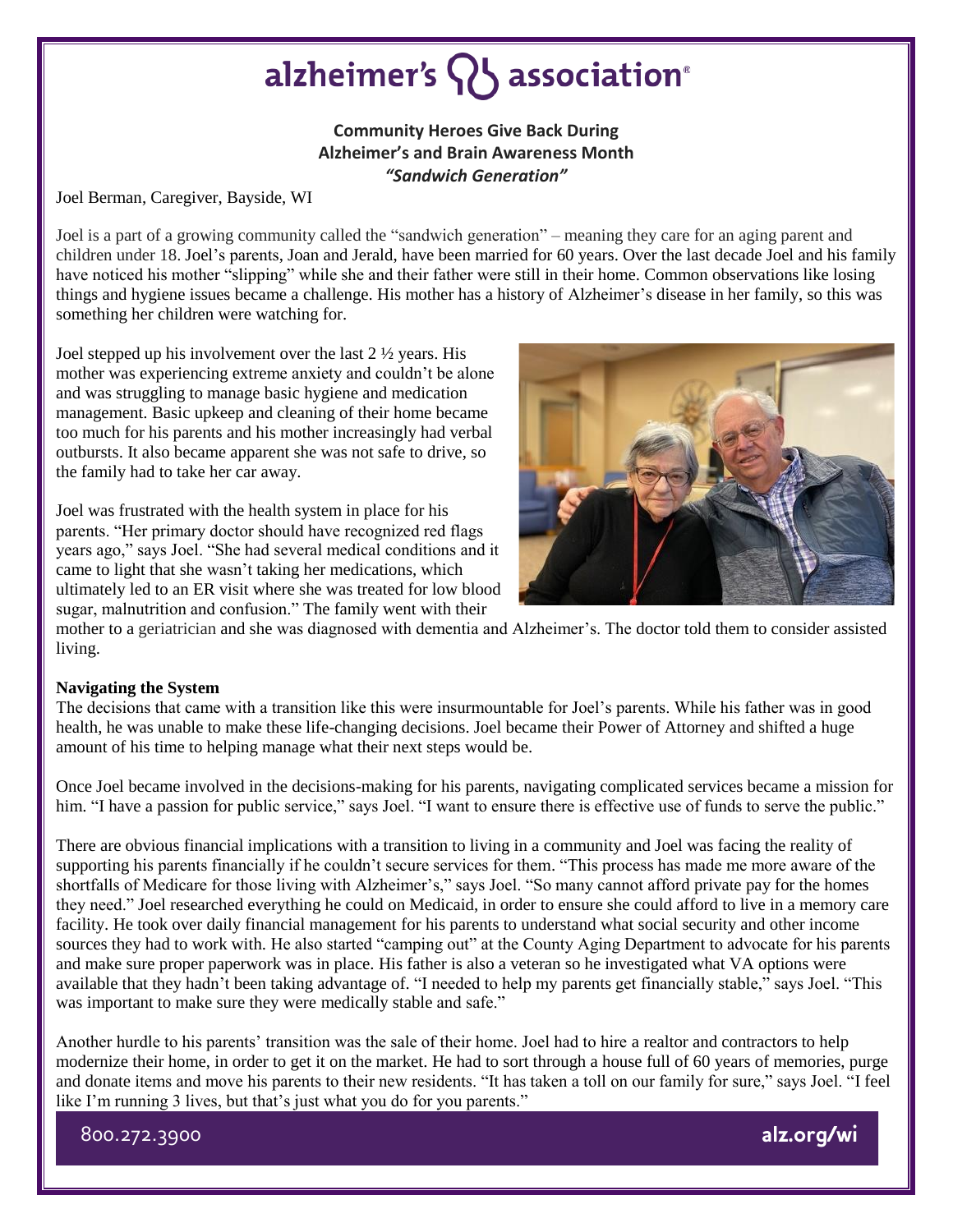# alzheimer's association

**Community Heroes Give Back During Alzheimer's and Brain Awareness Month**
***"Sandwich Generation"***

Joel Berman, Caregiver, Bayside, WI

Joel is a part of a growing community called the "sandwich generation" – meaning they care for an aging parent and children under 18. Joel's parents, Joan and Jerald, have been married for 60 years. Over the last decade Joel and his family have noticed his mother "slipping" while she and their father were still in their home. Common observations like losing things and hygiene issues became a challenge. His mother has a history of Alzheimer's disease in her family, so this was something her children were watching for.

Joel stepped up his involvement over the last 2 ½ years. His mother was experiencing extreme anxiety and couldn't be alone and was struggling to manage basic hygiene and medication management. Basic upkeep and cleaning of their home became too much for his parents and his mother increasingly had verbal outbursts. It also became apparent she was not safe to drive, so the family had to take her car away.

Joel was frustrated with the health system in place for his parents. "Her primary doctor should have recognized red flags years ago," says Joel. "She had several medical conditions and it came to light that she wasn't taking her medications, which ultimately led to an ER visit where she was treated for low blood sugar, malnutrition and confusion." The family went with their mother to a geriatrician and she was diagnosed with dementia and Alzheimer's. The doctor told them to consider assisted living.

**Navigating the System**

The decisions that came with a transition like this were insurmountable for Joel's parents. While his father was in good health, he was unable to make these life-changing decisions. Joel became their Power of Attorney and shifted a huge amount of his time to helping manage what their next steps would be.

Once Joel became involved in the decisions-making for his parents, navigating complicated services became a mission for him. "I have a passion for public service," says Joel. "I want to ensure there is effective use of funds to serve the public."

There are obvious financial implications with a transition to living in a community and Joel was facing the reality of supporting his parents financially if he couldn't secure services for them. "This process has made me more aware of the shortfalls of Medicare for those living with Alzheimer's," says Joel. "So many cannot afford private pay for the homes they need." Joel researched everything he could on Medicaid, in order to ensure she could afford to live in a memory care facility. He took over daily financial management for his parents to understand what social security and other income sources they had to work with. He also started "camping out" at the County Aging Department to advocate for his parents and make sure proper paperwork was in place. His father is also a veteran so he investigated what VA options were available that they hadn't been taking advantage of. "I needed to help my parents get financially stable," says Joel. "This was important to make sure they were medically stable and safe."

Another hurdle to his parents' transition was the sale of their home. Joel had to hire a realtor and contractors to help modernize their home, in order to get it on the market. He had to sort through a house full of 60 years of memories, purge and donate items and move his parents to their new residents. "It has taken a toll on our family for sure," says Joel. "I feel like I'm running 3 lives, but that's just what you do for you parents."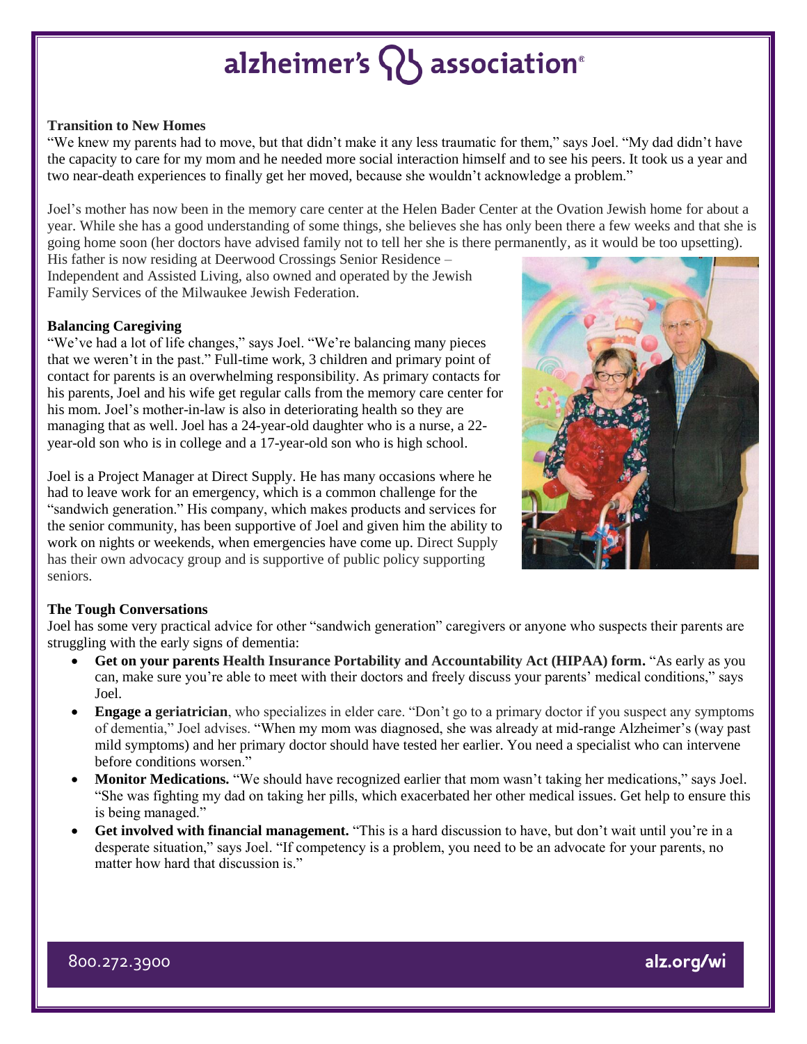### Transition to New Homes

"We knew my parents had to move, but that didn't make it any less traumatic for them," says Joel. "My dad didn't have the capacity to care for my mom and he needed more social interaction himself and to see his peers. It took us a year and two near-death experiences to finally get her moved, because she wouldn't acknowledge a problem."

Joel's mother has now been in the memory care center at the Helen Bader Center at the Ovation Jewish home for about a year. While she has a good understanding of some things, she believes she has only been there a few weeks and that she is going home soon (her doctors have advised family not to tell her she is there permanently, as it would be too upsetting). His father is now residing at Deerwood Crossings Senior Residence – Independent and Assisted Living, also owned and operated by the Jewish Family Services of the Milwaukee Jewish Federation.

### Balancing Caregiving

"We've had a lot of life changes," says Joel. "We're balancing many pieces that we weren't in the past." Full-time work, 3 children and primary point of contact for parents is an overwhelming responsibility. As primary contacts for his parents, Joel and his wife get regular calls from the memory care center for his mom. Joel's mother-in-law is also in deteriorating health so they are managing that as well. Joel has a 24-year-old daughter who is a nurse, a 22-year-old son who is in college and a 17-year-old son who is high school.

Joel is a Project Manager at Direct Supply. He has many occasions where he had to leave work for an emergency, which is a common challenge for the "sandwich generation." His company, which makes products and services for the senior community, has been supportive of Joel and given him the ability to work on nights or weekends, when emergencies have come up. Direct Supply has their own advocacy group and is supportive of public policy supporting seniors.

### The Tough Conversations

Joel has some very practical advice for other "sandwich generation" caregivers or anyone who suspects their parents are struggling with the early signs of dementia:

- **Get on your parents Health Insurance Portability and Accountability Act (HIPAA) form.** "As early as you can, make sure you're able to meet with their doctors and freely discuss your parents' medical conditions," says Joel.
- **Engage a geriatrician**, who specializes in elder care. "Don't go to a primary doctor if you suspect any symptoms of dementia," Joel advises. "When my mom was diagnosed, she was already at mid-range Alzheimer's (way past mild symptoms) and her primary doctor should have tested her earlier. You need a specialist who can intervene before conditions worsen."
- **Monitor Medications.** "We should have recognized earlier that mom wasn't taking her medications," says Joel. "She was fighting my dad on taking her pills, which exacerbated her other medical issues. Get help to ensure this is being managed."
- **Get involved with financial management.** "This is a hard discussion to have, but don't wait until you're in a desperate situation," says Joel. "If competency is a problem, you need to be an advocate for your parents, no matter how hard that discussion is."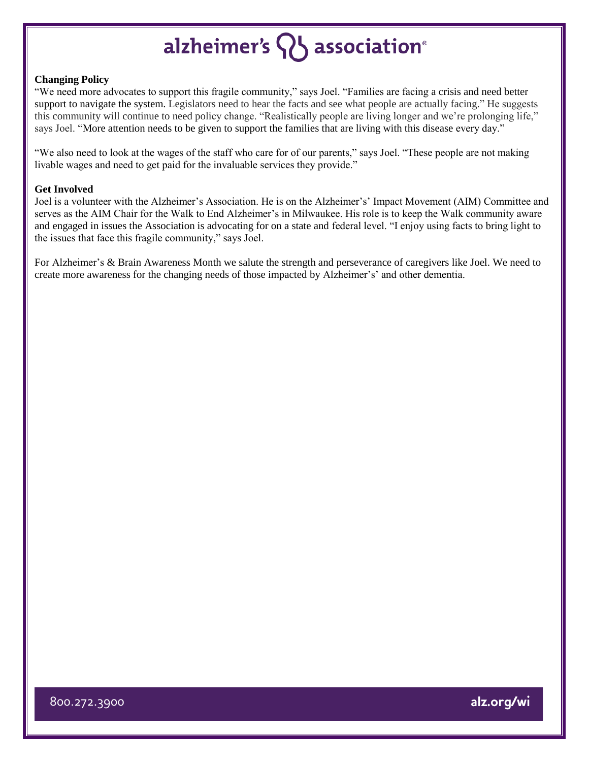**Changing Policy**

"We need more advocates to support this fragile community," says Joel. "Families are facing a crisis and need better support to navigate the system. Legislators need to hear the facts and see what people are actually facing." He suggests this community will continue to need policy change. "Realistically people are living longer and we're prolonging life," says Joel. "More attention needs to be given to support the families that are living with this disease every day."

"We also need to look at the wages of the staff who care for of our parents," says Joel. "These people are not making livable wages and need to get paid for the invaluable services they provide."

**Get Involved**

Joel is a volunteer with the Alzheimer's Association. He is on the Alzheimer's' Impact Movement (AIM) Committee and serves as the AIM Chair for the Walk to End Alzheimer's in Milwaukee. His role is to keep the Walk community aware and engaged in issues the Association is advocating for on a state and federal level. "I enjoy using facts to bring light to the issues that face this fragile community," says Joel.

For Alzheimer's & Brain Awareness Month we salute the strength and perseverance of caregivers like Joel. We need to create more awareness for the changing needs of those impacted by Alzheimer's' and other dementia.